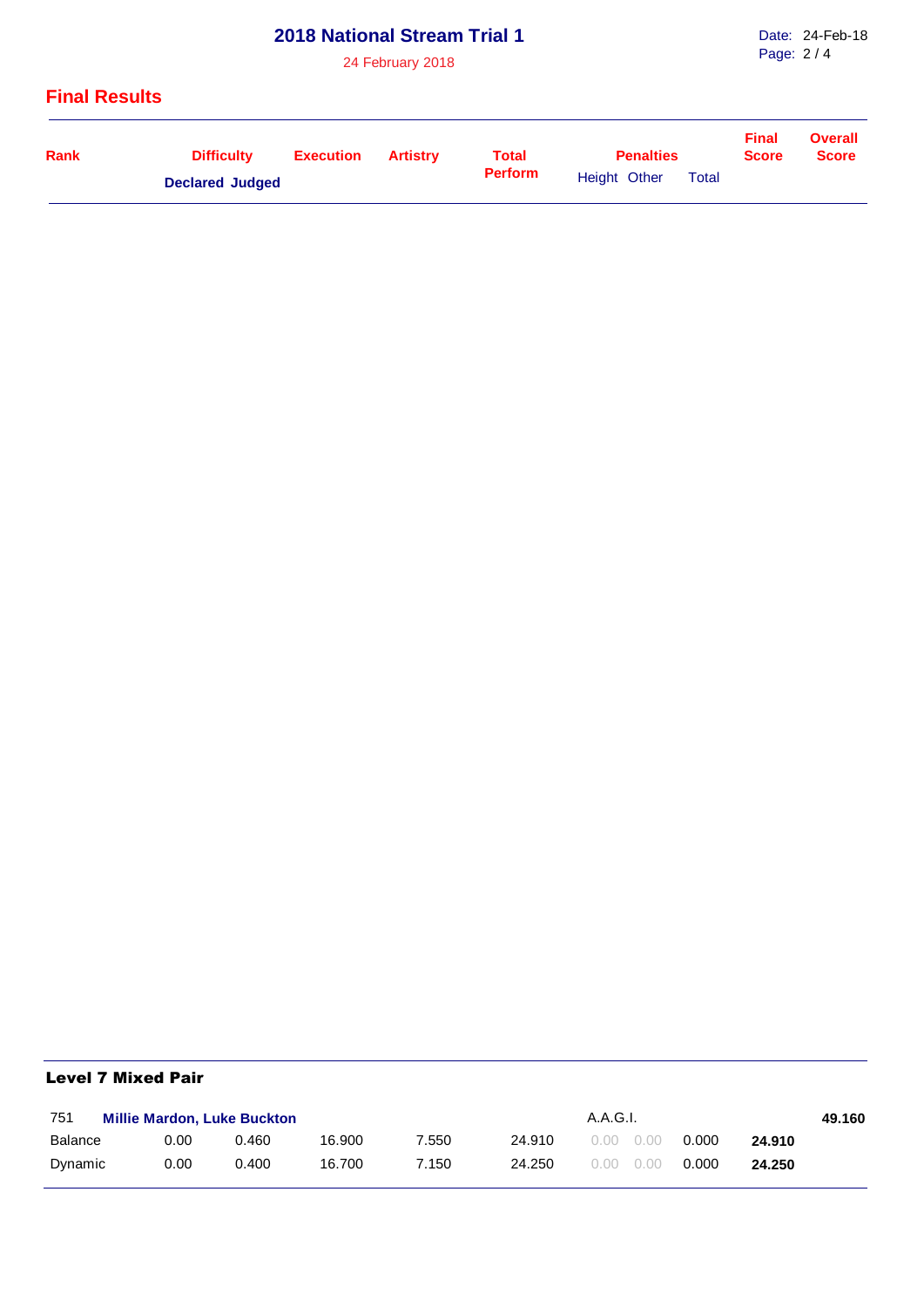## 2018 National Stream Trial 1

24 February 2018

## Final Results

### Level 7 Mixed Pair

| Rank | Difficulty | | Execution | Artistry | Total Perform | Penalties | | | Final Score | Overall Score |
|---|---|---|---|---|---|---|---|---|---|---|
| | Declared | Judged | | | | Height | Other | Total | | |
| 751 | **Millie Mardon, Luke Buckton** | | | | | A.A.G.I. | | | | **49.160** |
| Balance | 0.00 | 0.460 | 16.900 | 7.550 | 24.910 | 0.00 | 0.00 | 0.000 | **24.910** | |
| Dynamic | 0.00 | 0.400 | 16.700 | 7.150 | 24.250 | 0.00 | 0.00 | 0.000 | **24.250** | |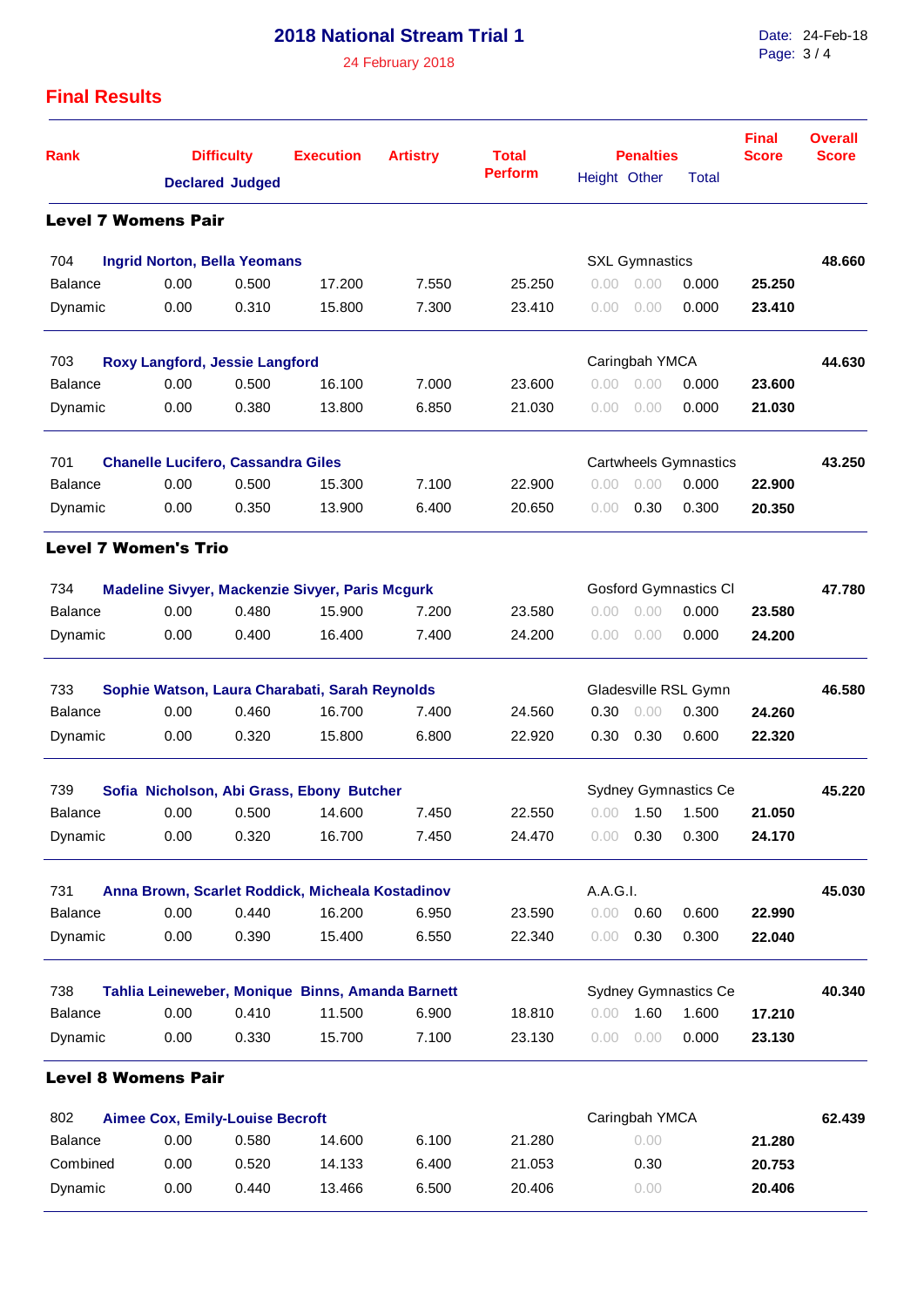# 2018 National Stream Trial 1

24 February 2018

Date: 24-Feb-18

## Final Results

| Rank | Difficulty Declared | Difficulty Judged | Execution | Artistry | Total Perform | Penalties Height | Penalties Other | Penalties Total | Final Score | Overall Score |
|---|---|---|---|---|---|---|---|---|---|---|
| **Level 7 Womens Pair** | | | | | | | | | | |
| 704 **Ingrid Norton, Bella Yeomans** | | | | | | SXL Gymnastics | | | | 48.660 |
| Balance | 0.00 | 0.500 | 17.200 | 7.550 | 25.250 | 0.00 | 0.00 | 0.000 | 25.250 | |
| Dynamic | 0.00 | 0.310 | 15.800 | 7.300 | 23.410 | 0.00 | 0.00 | 0.000 | 23.410 | |
| 703 **Roxy Langford, Jessie Langford** | | | | | | Caringbah YMCA | | | | 44.630 |
| Balance | 0.00 | 0.500 | 16.100 | 7.000 | 23.600 | 0.00 | 0.00 | 0.000 | 23.600 | |
| Dynamic | 0.00 | 0.380 | 13.800 | 6.850 | 21.030 | 0.00 | 0.00 | 0.000 | 21.030 | |
| 701 **Chanelle Lucifero, Cassandra Giles** | | | | | | Cartwheels Gymnastics | | | | 43.250 |
| Balance | 0.00 | 0.500 | 15.300 | 7.100 | 22.900 | 0.00 | 0.00 | 0.000 | 22.900 | |
| Dynamic | 0.00 | 0.350 | 13.900 | 6.400 | 20.650 | 0.00 | 0.30 | 0.300 | 20.350 | |
| **Level 7 Women's Trio** | | | | | | | | | | |
| 734 **Madeline Sivyer, Mackenzie Sivyer, Paris Mcgurk** | | | | | | Gosford Gymnastics Cl | | | | 47.780 |
| Balance | 0.00 | 0.480 | 15.900 | 7.200 | 23.580 | 0.00 | 0.00 | 0.000 | 23.580 | |
| Dynamic | 0.00 | 0.400 | 16.400 | 7.400 | 24.200 | 0.00 | 0.00 | 0.000 | 24.200 | |
| 733 **Sophie Watson, Laura Charabati, Sarah Reynolds** | | | | | | Gladesville RSL Gymn | | | | 46.580 |
| Balance | 0.00 | 0.460 | 16.700 | 7.400 | 24.560 | 0.30 | 0.00 | 0.300 | 24.260 | |
| Dynamic | 0.00 | 0.320 | 15.800 | 6.800 | 22.920 | 0.30 | 0.30 | 0.600 | 22.320 | |
| 739 **Sofia Nicholson, Abi Grass, Ebony Butcher** | | | | | | Sydney Gymnastics Ce | | | | 45.220 |
| Balance | 0.00 | 0.500 | 14.600 | 7.450 | 22.550 | 0.00 | 1.50 | 1.500 | 21.050 | |
| Dynamic | 0.00 | 0.320 | 16.700 | 7.450 | 24.470 | 0.00 | 0.30 | 0.300 | 24.170 | |
| 731 **Anna Brown, Scarlet Roddick, Micheala Kostadinov** | | | | | | A.A.G.I. | | | | 45.030 |
| Balance | 0.00 | 0.440 | 16.200 | 6.950 | 23.590 | 0.00 | 0.60 | 0.600 | 22.990 | |
| Dynamic | 0.00 | 0.390 | 15.400 | 6.550 | 22.340 | 0.00 | 0.30 | 0.300 | 22.040 | |
| 738 **Tahlia Leineweber, Monique Binns, Amanda Barnett** | | | | | | Sydney Gymnastics Ce | | | | 40.340 |
| Balance | 0.00 | 0.410 | 11.500 | 6.900 | 18.810 | 0.00 | 1.60 | 1.600 | 17.210 | |
| Dynamic | 0.00 | 0.330 | 15.700 | 7.100 | 23.130 | 0.00 | 0.00 | 0.000 | 23.130 | |
| **Level 8 Womens Pair** | | | | | | | | | | |
| 802 **Aimee Cox, Emily-Louise Becroft** | | | | | | Caringbah YMCA | | | | 62.439 |
| Balance | 0.00 | 0.580 | 14.600 | 6.100 | 21.280 | | 0.00 | | 21.280 | |
| Combined | 0.00 | 0.520 | 14.133 | 6.400 | 21.053 | | 0.30 | | 20.753 | |
| Dynamic | 0.00 | 0.440 | 13.466 | 6.500 | 20.406 | | 0.00 | | 20.406 | |